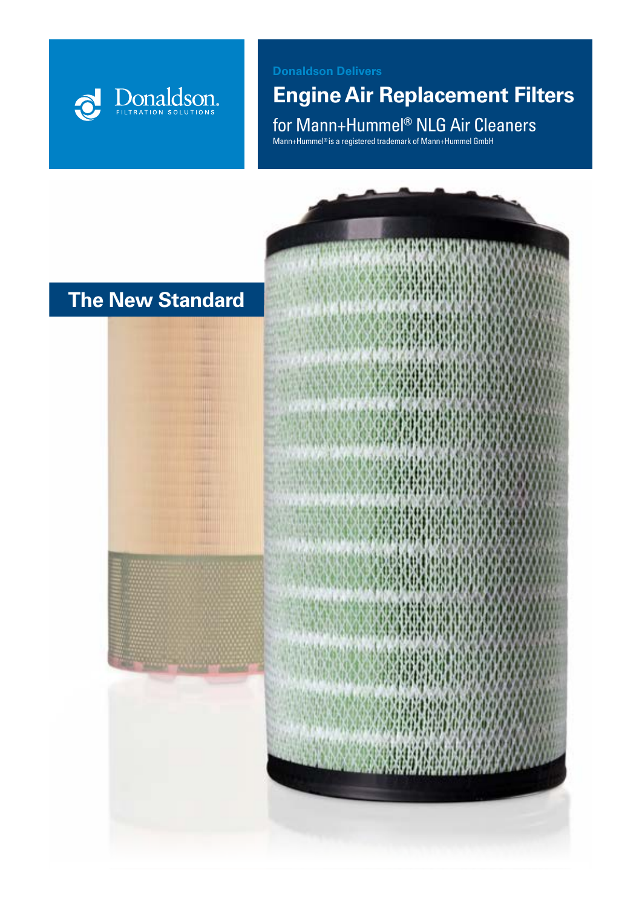Donaldson.
FILTRATION SOLUTIONS

Donaldson Delivers

# Engine Air Replacement Filters

## for Mann+Hummel® NLG Air Cleaners

Mann+Hummel® is a registered trademark of Mann+Hummel GmbH

## The New Standard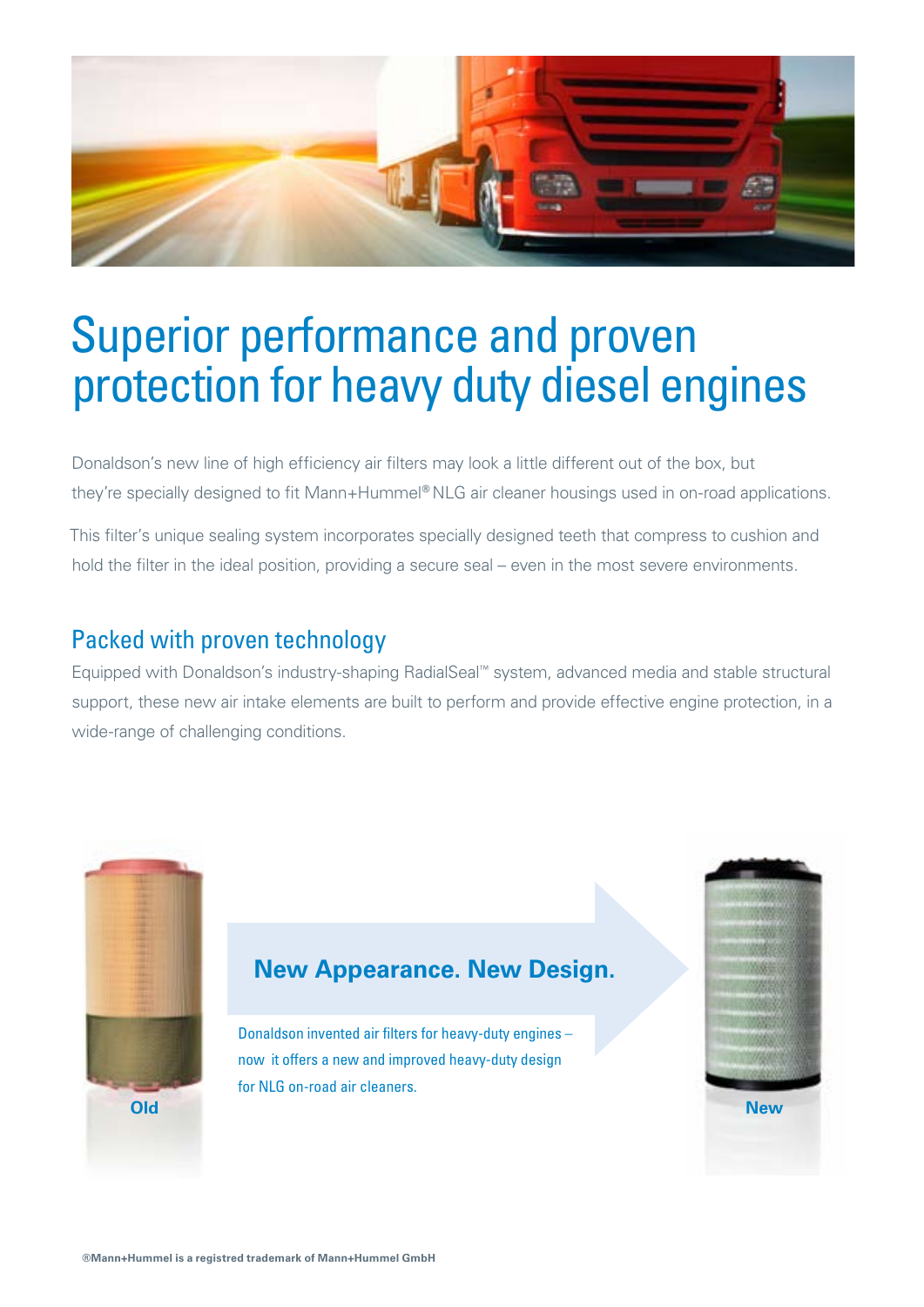# Superior performance and proven protection for heavy duty diesel engines

Donaldson's new line of high efficiency air filters may look a little different out of the box, but they're specially designed to fit Mann+Hummel® NLG air cleaner housings used in on-road applications.

This filter's unique sealing system incorporates specially designed teeth that compress to cushion and hold the filter in the ideal position, providing a secure seal – even in the most severe environments.

## Packed with proven technology

Equipped with Donaldson's industry-shaping RadialSeal™ system, advanced media and stable structural support, these new air intake elements are built to perform and provide effective engine protection, in a wide-range of challenging conditions.

**Old**

### New Appearance. New Design.

Donaldson invented air filters for heavy-duty engines – now it offers a new and improved heavy-duty design for NLG on-road air cleaners.

**New**

**®Mann+Hummel is a registred trademark of Mann+Hummel GmbH**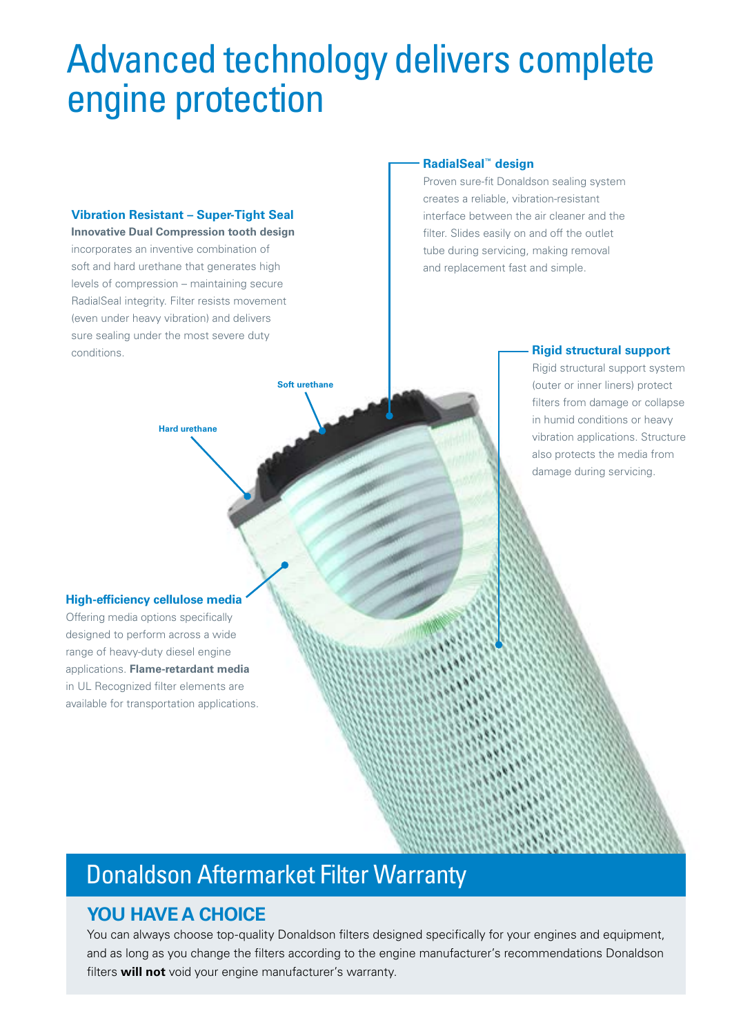# Advanced technology delivers complete engine protection

**Vibration Resistant – Super-Tight Seal**

**Innovative Dual Compression tooth design** incorporates an inventive combination of soft and hard urethane that generates high levels of compression – maintaining secure RadialSeal integrity. Filter resists movement (even under heavy vibration) and delivers sure sealing under the most severe duty conditions.

**RadialSeal™ design**

Proven sure-fit Donaldson sealing system creates a reliable, vibration-resistant interface between the air cleaner and the filter. Slides easily on and off the outlet tube during servicing, making removal and replacement fast and simple.

**Rigid structural support**

Rigid structural support system (outer or inner liners) protect filters from damage or collapse in humid conditions or heavy vibration applications. Structure also protects the media from damage during servicing.

Soft urethane

Hard urethane

**High-efficiency cellulose media**

Offering media options specifically designed to perform across a wide range of heavy-duty diesel engine applications. **Flame-retardant media** in UL Recognized filter elements are available for transportation applications.

## Donaldson Aftermarket Filter Warranty

### YOU HAVE A CHOICE

You can always choose top-quality Donaldson filters designed specifically for your engines and equipment, and as long as you change the filters according to the engine manufacturer's recommendations Donaldson filters **will not** void your engine manufacturer's warranty.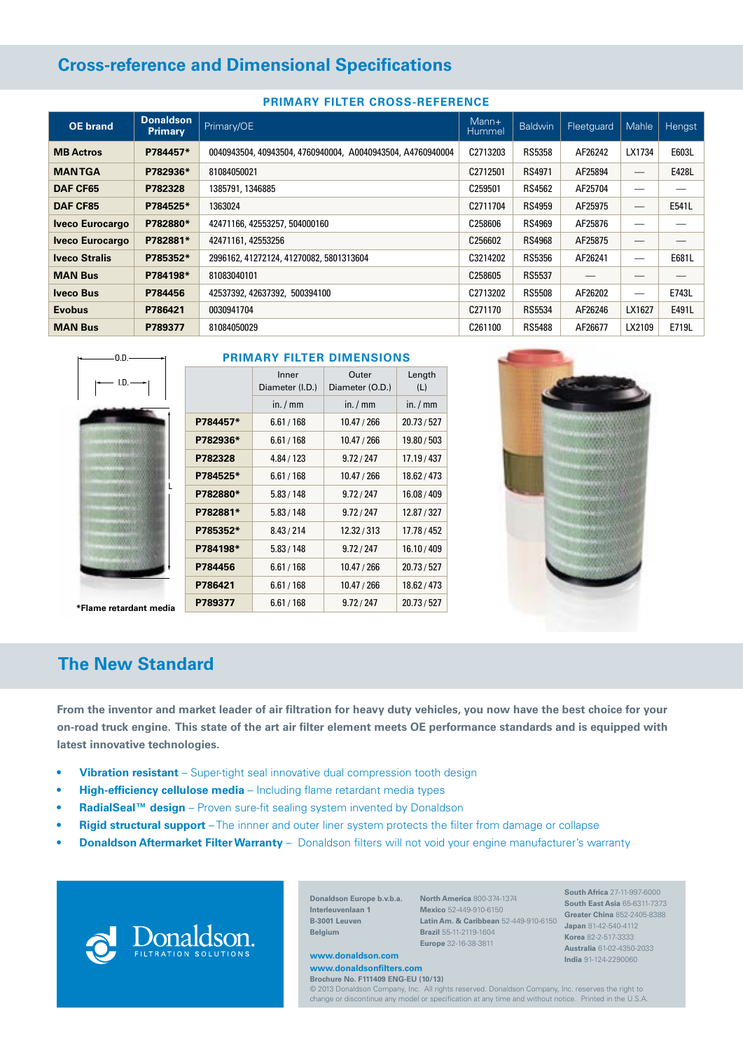## Cross-reference and Dimensional Specifications

### PRIMARY FILTER CROSS-REFERENCE

| OE brand | Donaldson Primary | Primary/OE | Mann+ Hummel | Baldwin | Fleetguard | Mahle | Hengst |
|---|---|---|---|---|---|---|---|
| **MB Actros** | **P784457*** | 0040943504, 40943504, 4760940004, A0040943504, A4760940004 | C2713203 | RS5358 | AF26242 | LX1734 | E603L |
| **MANTGA** | **P782936*** | 81084050021 | C2712501 | RS4971 | AF25894 | — | E428L |
| **DAF CF65** | **P782328** | 1385791, 1346885 | C259501 | RS4562 | AF25704 | — | — |
| **DAF CF85** | **P784525*** | 1363024 | C2711704 | RS4959 | AF25975 | — | E541L |
| **Iveco Eurocargo** | **P782880*** | 42471166, 42553257, 504000160 | C258606 | RS4969 | AF25876 | — | — |
| **Iveco Eurocargo** | **P782881*** | 42471161, 42553256 | C256602 | RS4968 | AF25875 | — | — |
| **Iveco Stralis** | **P785352*** | 2996162, 41272124, 41270082, 5801313604 | C3214202 | RS5356 | AF26241 | — | E681L |
| **MAN Bus** | **P784198*** | 81083040101 | C258605 | RS5537 | — | — | — |
| **Iveco Bus** | **P784456** | 42537392, 42637392, 500394100 | C2713202 | RS5508 | AF26202 | — | E743L |
| **Evobus** | **P786421** | 0030941704 | C271170 | RS5534 | AF26246 | LX1627 | E491L |
| **MAN Bus** | **P789377** | 81084050029 | C261100 | RS5488 | AF26677 | LX2109 | E719L |

O.D.

I.D.

L

### PRIMARY FILTER DIMENSIONS

| | Inner Diameter (I.D.) | Outer Diameter (O.D.) | Length (L) |
|---|---|---|---|
| | in. / mm | in. / mm | in. / mm |
| **P784457*** | 6.61 / 168 | 10.47 / 266 | 20.73 / 527 |
| **P782936*** | 6.61 / 168 | 10.47 / 266 | 19.80 / 503 |
| **P782328** | 4.84 / 123 | 9.72 / 247 | 17.19 / 437 |
| **P784525*** | 6.61 / 168 | 10.47 / 266 | 18.62 / 473 |
| **P782880*** | 5.83 / 148 | 9.72 / 247 | 16.08 / 409 |
| **P782881*** | 5.83 / 148 | 9.72 / 247 | 12.87 / 327 |
| **P785352*** | 8.43 / 214 | 12.32 / 313 | 17.78 / 452 |
| **P784198*** | 5.83 / 148 | 9.72 / 247 | 16.10 / 409 |
| **P784456** | 6.61 / 168 | 10.47 / 266 | 20.73 / 527 |
| **P786421** | 6.61 / 168 | 10.47 / 266 | 18.62 / 473 |
| **P789377** | 6.61 / 168 | 9.72 / 247 | 20.73 / 527 |

***Flame retardant media**

## The New Standard

**From the inventor and market leader of air filtration for heavy duty vehicles, you now have the best choice for your on-road truck engine. This state of the art air filter element meets OE performance standards and is equipped with latest innovative technologies.**

- **Vibration resistant** – Super-tight seal innovative dual compression tooth design
- **High-efficiency cellulose media** – Including flame retardant media types
- **RadialSeal™ design** – Proven sure-fit sealing system invented by Donaldson
- **Rigid structural support** – The innner and outer liner system protects the filter from damage or collapse
- **Donaldson Aftermarket Filter Warranty** – Donaldson filters will not void your engine manufacturer's warranty

Donaldson. FILTRATION SOLUTIONS

**Donaldson Europe b.v.b.a.**
**Interleuvenlaan 1**
**B-3001 Leuven**
**Belgium**

**North America** 800-374-1374
**Mexico** 52-449-910-6150
**Latin Am. & Caribbean** 52-449-910-6150
**Brazil** 55-11-2119-1604
**Europe** 32-16-38-3811

**South Africa** 27-11-997-6000
**South East Asia** 65-6311-7373
**Greater China** 852-2405-8388
**Japan** 81-42-540-4112
**Korea** 82-2-517-3333
**Australia** 61-02-4350-2033
**India** 91-124-2290060

**www.donaldson.com**
**www.donaldsonfilters.com**

**Brochure No. F111409 ENG-EU (10/13)**
© 2013 Donaldson Company, Inc. All rights reserved. Donaldson Company, Inc. reserves the right to change or discontinue any model or specification at any time and without notice. Printed in the U.S.A.